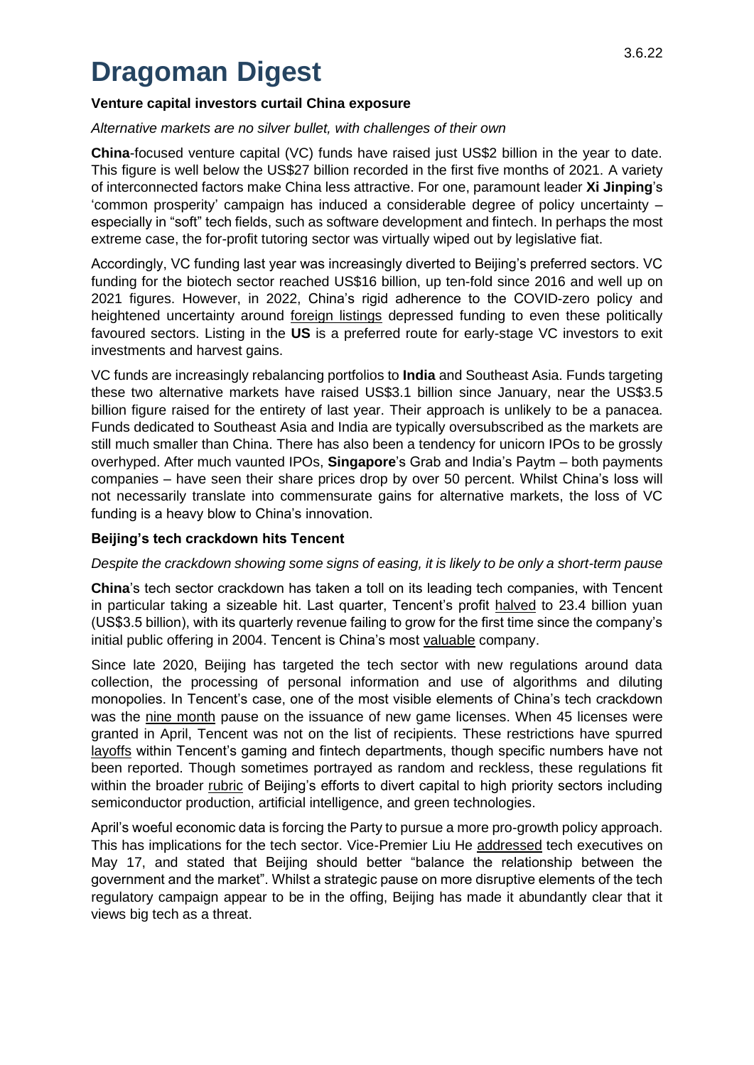# Dragoman Digest

3.6.22

### Venture capital investors curtail China exposure

*Alternative markets are no silver bullet, with challenges of their own*

**China**-focused venture capital (VC) funds have raised just US$2 billion in the year to date. This figure is well below the US$27 billion recorded in the first five months of 2021. A variety of interconnected factors make China less attractive. For one, paramount leader **Xi Jinping**'s 'common prosperity' campaign has induced a considerable degree of policy uncertainty – especially in "soft" tech fields, such as software development and fintech. In perhaps the most extreme case, the for-profit tutoring sector was virtually wiped out by legislative fiat.

Accordingly, VC funding last year was increasingly diverted to Beijing's preferred sectors. VC funding for the biotech sector reached US$16 billion, up ten-fold since 2016 and well up on 2021 figures. However, in 2022, China's rigid adherence to the COVID-zero policy and heightened uncertainty around foreign listings depressed funding to even these politically favoured sectors. Listing in the **US** is a preferred route for early-stage VC investors to exit investments and harvest gains.

VC funds are increasingly rebalancing portfolios to **India** and Southeast Asia. Funds targeting these two alternative markets have raised US$3.1 billion since January, near the US$3.5 billion figure raised for the entirety of last year. Their approach is unlikely to be a panacea. Funds dedicated to Southeast Asia and India are typically oversubscribed as the markets are still much smaller than China. There has also been a tendency for unicorn IPOs to be grossly overhyped. After much vaunted IPOs, **Singapore**'s Grab and India's Paytm – both payments companies – have seen their share prices drop by over 50 percent. Whilst China's loss will not necessarily translate into commensurate gains for alternative markets, the loss of VC funding is a heavy blow to China's innovation.

### Beijing's tech crackdown hits Tencent

*Despite the crackdown showing some signs of easing, it is likely to be only a short-term pause*

**China**'s tech sector crackdown has taken a toll on its leading tech companies, with Tencent in particular taking a sizeable hit. Last quarter, Tencent's profit halved to 23.4 billion yuan (US$3.5 billion), with its quarterly revenue failing to grow for the first time since the company's initial public offering in 2004. Tencent is China's most valuable company.

Since late 2020, Beijing has targeted the tech sector with new regulations around data collection, the processing of personal information and use of algorithms and diluting monopolies. In Tencent's case, one of the most visible elements of China's tech crackdown was the nine month pause on the issuance of new game licenses. When 45 licenses were granted in April, Tencent was not on the list of recipients. These restrictions have spurred layoffs within Tencent's gaming and fintech departments, though specific numbers have not been reported. Though sometimes portrayed as random and reckless, these regulations fit within the broader rubric of Beijing's efforts to divert capital to high priority sectors including semiconductor production, artificial intelligence, and green technologies.

April's woeful economic data is forcing the Party to pursue a more pro-growth policy approach. This has implications for the tech sector. Vice-Premier Liu He addressed tech executives on May 17, and stated that Beijing should better "balance the relationship between the government and the market". Whilst a strategic pause on more disruptive elements of the tech regulatory campaign appear to be in the offing, Beijing has made it abundantly clear that it views big tech as a threat.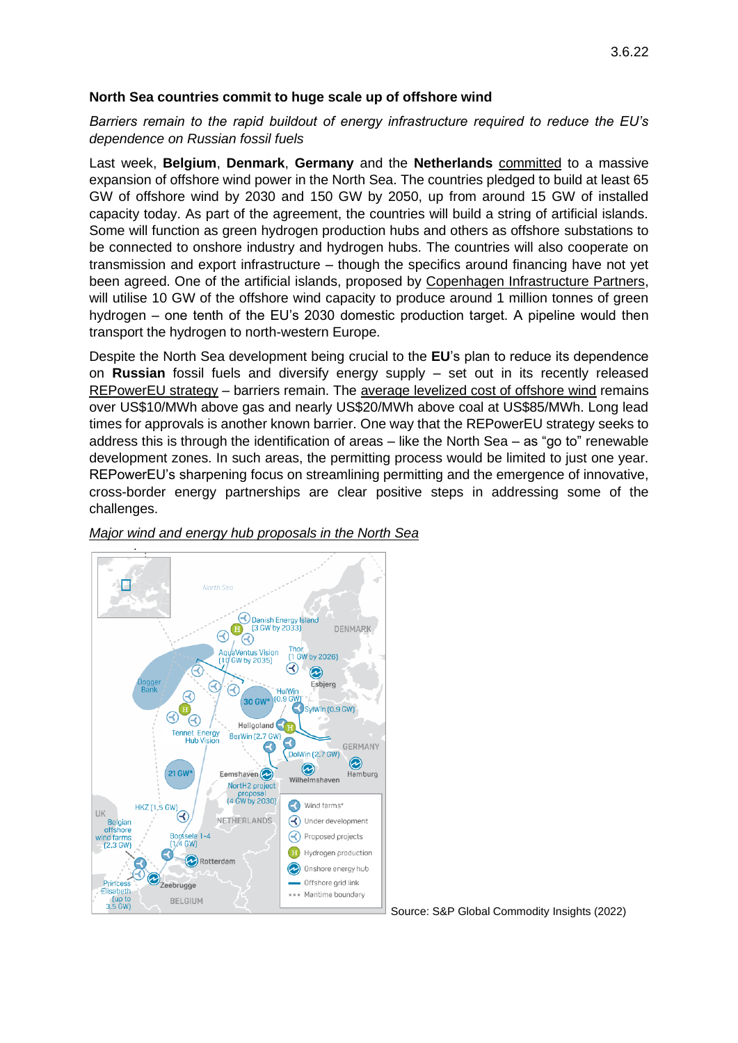3.6.22

**North Sea countries commit to huge scale up of offshore wind**

*Barriers remain to the rapid buildout of energy infrastructure required to reduce the EU's dependence on Russian fossil fuels*

Last week, **Belgium**, **Denmark**, **Germany** and the **Netherlands** committed to a massive expansion of offshore wind power in the North Sea. The countries pledged to build at least 65 GW of offshore wind by 2030 and 150 GW by 2050, up from around 15 GW of installed capacity today. As part of the agreement, the countries will build a string of artificial islands. Some will function as green hydrogen production hubs and others as offshore substations to be connected to onshore industry and hydrogen hubs. The countries will also cooperate on transmission and export infrastructure – though the specifics around financing have not yet been agreed. One of the artificial islands, proposed by Copenhagen Infrastructure Partners, will utilise 10 GW of the offshore wind capacity to produce around 1 million tonnes of green hydrogen – one tenth of the EU's 2030 domestic production target. A pipeline would then transport the hydrogen to north-western Europe.

Despite the North Sea development being crucial to the **EU**'s plan to reduce its dependence on **Russian** fossil fuels and diversify energy supply – set out in its recently released REPowerEU strategy – barriers remain. The average levelized cost of offshore wind remains over US$10/MWh above gas and nearly US$20/MWh above coal at US$85/MWh. Long lead times for approvals is another known barrier. One way that the REPowerEU strategy seeks to address this is through the identification of areas – like the North Sea – as "go to" renewable development zones. In such areas, the permitting process would be limited to just one year. REPowerEU's sharpening focus on streamlining permitting and the emergence of innovative, cross-border energy partnerships are clear positive steps in addressing some of the challenges.

*Major wind and energy hub proposals in the North Sea*

Source: S&P Global Commodity Insights (2022)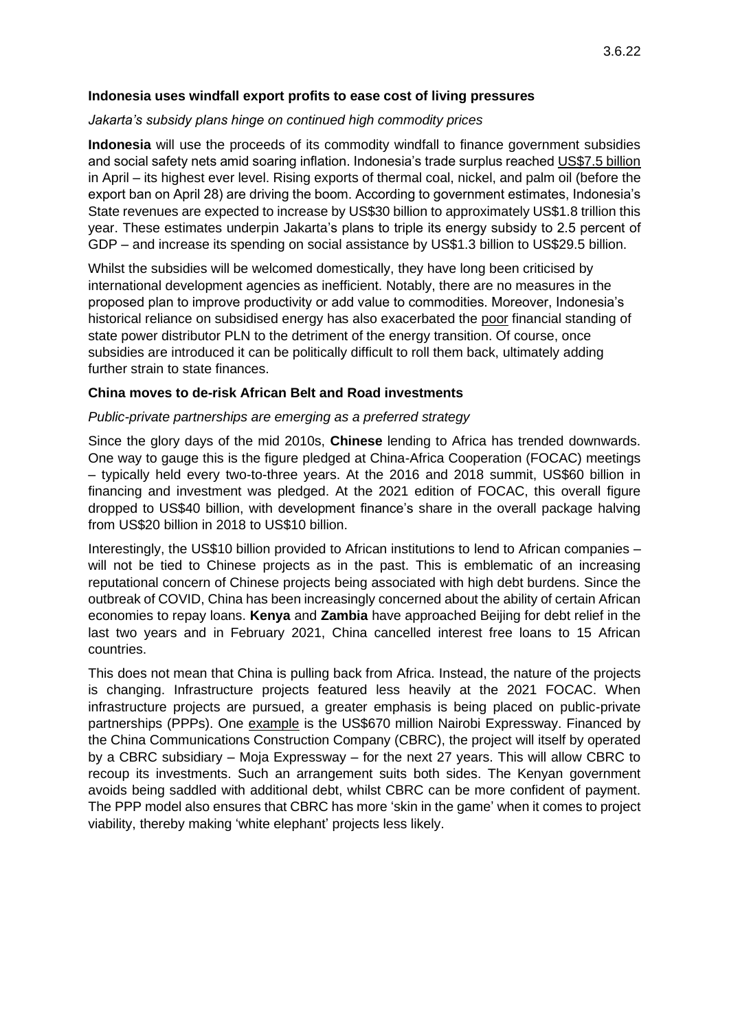3.6.22

### Indonesia uses windfall export profits to ease cost of living pressures

*Jakarta's subsidy plans hinge on continued high commodity prices*

**Indonesia** will use the proceeds of its commodity windfall to finance government subsidies and social safety nets amid soaring inflation. Indonesia's trade surplus reached US$7.5 billion in April – its highest ever level. Rising exports of thermal coal, nickel, and palm oil (before the export ban on April 28) are driving the boom. According to government estimates, Indonesia's State revenues are expected to increase by US$30 billion to approximately US$1.8 trillion this year. These estimates underpin Jakarta's plans to triple its energy subsidy to 2.5 percent of GDP – and increase its spending on social assistance by US$1.3 billion to US$29.5 billion.

Whilst the subsidies will be welcomed domestically, they have long been criticised by international development agencies as inefficient. Notably, there are no measures in the proposed plan to improve productivity or add value to commodities. Moreover, Indonesia's historical reliance on subsidised energy has also exacerbated the poor financial standing of state power distributor PLN to the detriment of the energy transition. Of course, once subsidies are introduced it can be politically difficult to roll them back, ultimately adding further strain to state finances.

### China moves to de-risk African Belt and Road investments

*Public-private partnerships are emerging as a preferred strategy*

Since the glory days of the mid 2010s, **Chinese** lending to Africa has trended downwards. One way to gauge this is the figure pledged at China-Africa Cooperation (FOCAC) meetings – typically held every two-to-three years. At the 2016 and 2018 summit, US$60 billion in financing and investment was pledged. At the 2021 edition of FOCAC, this overall figure dropped to US$40 billion, with development finance's share in the overall package halving from US$20 billion in 2018 to US$10 billion.

Interestingly, the US$10 billion provided to African institutions to lend to African companies – will not be tied to Chinese projects as in the past. This is emblematic of an increasing reputational concern of Chinese projects being associated with high debt burdens. Since the outbreak of COVID, China has been increasingly concerned about the ability of certain African economies to repay loans. **Kenya** and **Zambia** have approached Beijing for debt relief in the last two years and in February 2021, China cancelled interest free loans to 15 African countries.

This does not mean that China is pulling back from Africa. Instead, the nature of the projects is changing. Infrastructure projects featured less heavily at the 2021 FOCAC. When infrastructure projects are pursued, a greater emphasis is being placed on public-private partnerships (PPPs). One example is the US$670 million Nairobi Expressway. Financed by the China Communications Construction Company (CBRC), the project will itself by operated by a CBRC subsidiary – Moja Expressway – for the next 27 years. This will allow CBRC to recoup its investments. Such an arrangement suits both sides. The Kenyan government avoids being saddled with additional debt, whilst CBRC can be more confident of payment. The PPP model also ensures that CBRC has more 'skin in the game' when it comes to project viability, thereby making 'white elephant' projects less likely.